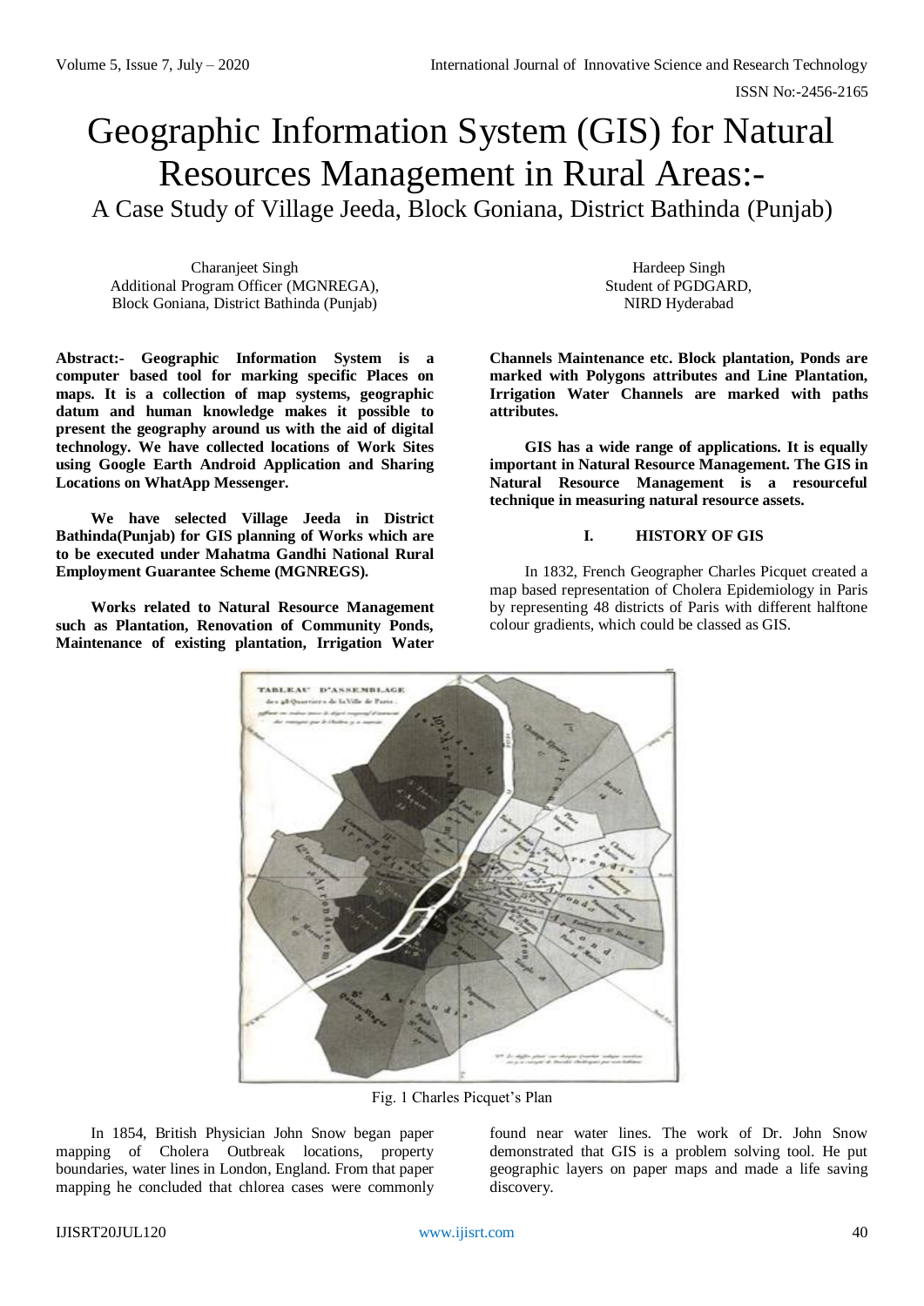# Geographic Information System (GIS) for Natural Resources Management in Rural Areas:-

## A Case Study of Village Jeeda, Block Goniana, District Bathinda (Punjab)

Charanjeet Singh
Additional Program Officer (MGNREGA),
Block Goniana, District Bathinda (Punjab)

Hardeep Singh
Student of PGDGARD,
NIRD Hyderabad

**Abstract:- Geographic Information System is a computer based tool for marking specific Places on maps. It is a collection of map systems, geographic datum and human knowledge makes it possible to present the geography around us with the aid of digital technology. We have collected locations of Work Sites using Google Earth Android Application and Sharing Locations on WhatApp Messenger.**

**We have selected Village Jeeda in District Bathinda(Punjab) for GIS planning of Works which are to be executed under Mahatma Gandhi National Rural Employment Guarantee Scheme (MGNREGS).**

**Works related to Natural Resource Management such as Plantation, Renovation of Community Ponds, Maintenance of existing plantation, Irrigation Water Channels Maintenance etc. Block plantation, Ponds are marked with Polygons attributes and Line Plantation, Irrigation Water Channels are marked with paths attributes.**

**GIS has a wide range of applications. It is equally important in Natural Resource Management. The GIS in Natural Resource Management is a resourceful technique in measuring natural resource assets.**

## I. HISTORY OF GIS

In 1832, French Geographer Charles Picquet created a map based representation of Cholera Epidemiology in Paris by representing 48 districts of Paris with different halftone colour gradients, which could be classed as GIS.

Fig. 1 Charles Picquet's Plan

In 1854, British Physician John Snow began paper mapping of Cholera Outbreak locations, property boundaries, water lines in London, England. From that paper mapping he concluded that chlorea cases were commonly found near water lines. The work of Dr. John Snow demonstrated that GIS is a problem solving tool. He put geographic layers on paper maps and made a life saving discovery.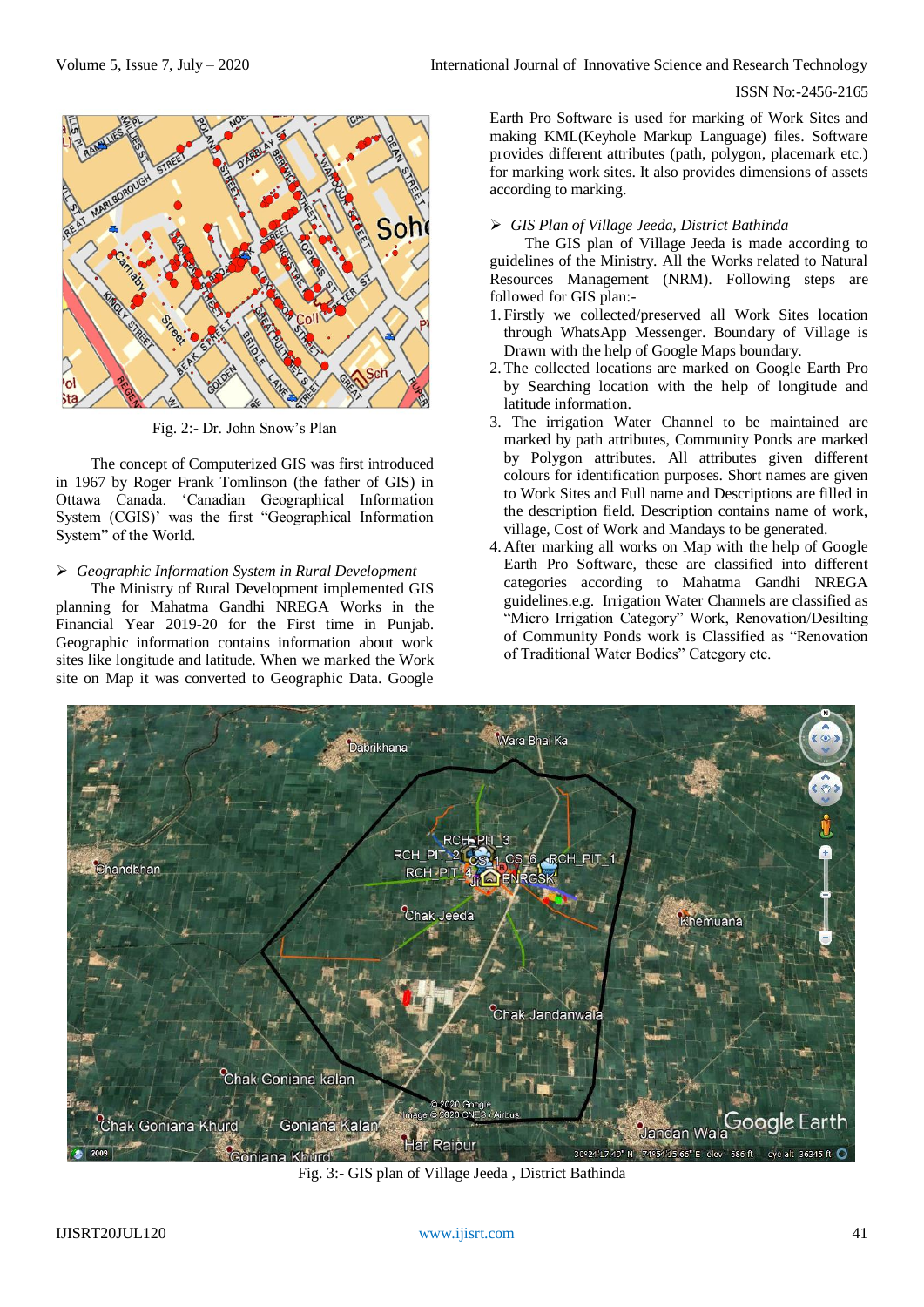Fig. 2:- Dr. John Snow's Plan

The concept of Computerized GIS was first introduced in 1967 by Roger Frank Tomlinson (the father of GIS) in Ottawa Canada. 'Canadian Geographical Information System (CGIS)' was the first "Geographical Information System" of the World.

➢ *Geographic Information System in Rural Development*

The Ministry of Rural Development implemented GIS planning for Mahatma Gandhi NREGA Works in the Financial Year 2019-20 for the First time in Punjab. Geographic information contains information about work sites like longitude and latitude. When we marked the Work site on Map it was converted to Geographic Data. Google Earth Pro Software is used for marking of Work Sites and making KML(Keyhole Markup Language) files. Software provides different attributes (path, polygon, placemark etc.) for marking work sites. It also provides dimensions of assets according to marking.

➢ *GIS Plan of Village Jeeda, District Bathinda*

The GIS plan of Village Jeeda is made according to guidelines of the Ministry. All the Works related to Natural Resources Management (NRM). Following steps are followed for GIS plan:-

1. Firstly we collected/preserved all Work Sites location through WhatsApp Messenger. Boundary of Village is Drawn with the help of Google Maps boundary.
2. The collected locations are marked on Google Earth Pro by Searching location with the help of longitude and latitude information.
3. The irrigation Water Channel to be maintained are marked by path attributes, Community Ponds are marked by Polygon attributes. All attributes given different colours for identification purposes. Short names are given to Work Sites and Full name and Descriptions are filled in the description field. Description contains name of work, village, Cost of Work and Mandays to be generated.
4. After marking all works on Map with the help of Google Earth Pro Software, these are classified into different categories according to Mahatma Gandhi NREGA guidelines.e.g. Irrigation Water Channels are classified as "Micro Irrigation Category" Work, Renovation/Desilting of Community Ponds work is Classified as "Renovation of Traditional Water Bodies" Category etc.

Fig. 3:- GIS plan of Village Jeeda , District Bathinda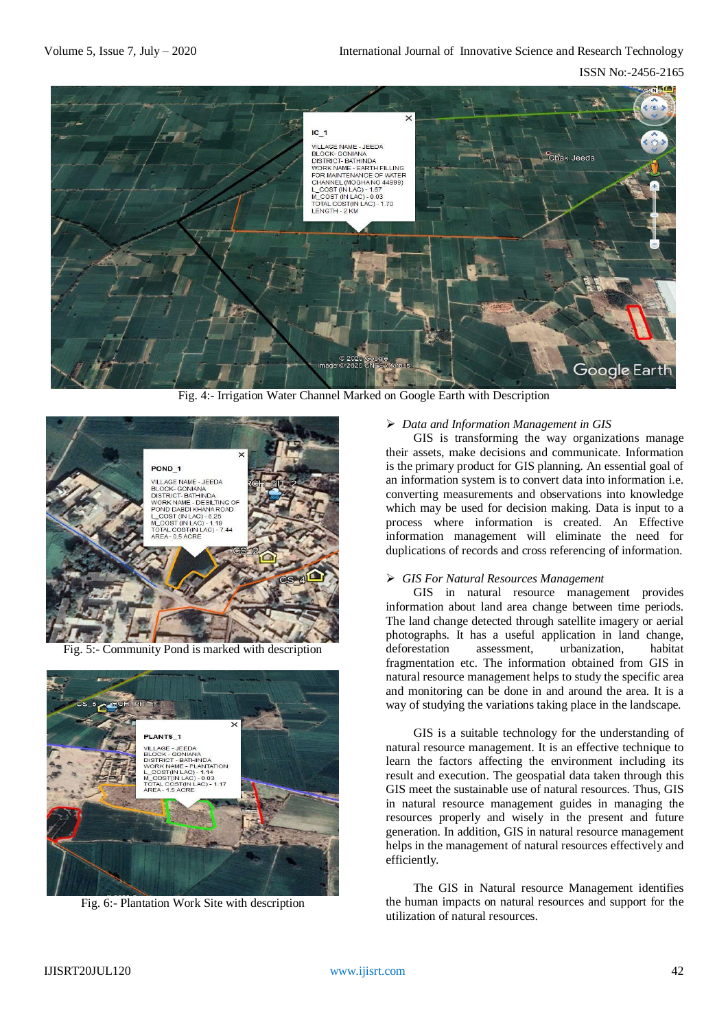Fig. 4:- Irrigation Water Channel Marked on Google Earth with Description

Fig. 5:- Community Pond is marked with description

Fig. 6:- Plantation Work Site with description

- *Data and Information Management in GIS*

GIS is transforming the way organizations manage their assets, make decisions and communicate. Information is the primary product for GIS planning. An essential goal of an information system is to convert data into information i.e. converting measurements and observations into knowledge which may be used for decision making. Data is input to a process where information is created. An Effective information management will eliminate the need for duplications of records and cross referencing of information.

- *GIS For Natural Resources Management*

GIS in natural resource management provides information about land area change between time periods. The land change detected through satellite imagery or aerial photographs. It has a useful application in land change, deforestation assessment, urbanization, habitat fragmentation etc. The information obtained from GIS in natural resource management helps to study the specific area and monitoring can be done in and around the area. It is a way of studying the variations taking place in the landscape.

GIS is a suitable technology for the understanding of natural resource management. It is an effective technique to learn the factors affecting the environment including its result and execution. The geospatial data taken through this GIS meet the sustainable use of natural resources. Thus, GIS in natural resource management guides in managing the resources properly and wisely in the present and future generation. In addition, GIS in natural resource management helps in the management of natural resources effectively and efficiently.

The GIS in Natural resource Management identifies the human impacts on natural resources and support for the utilization of natural resources.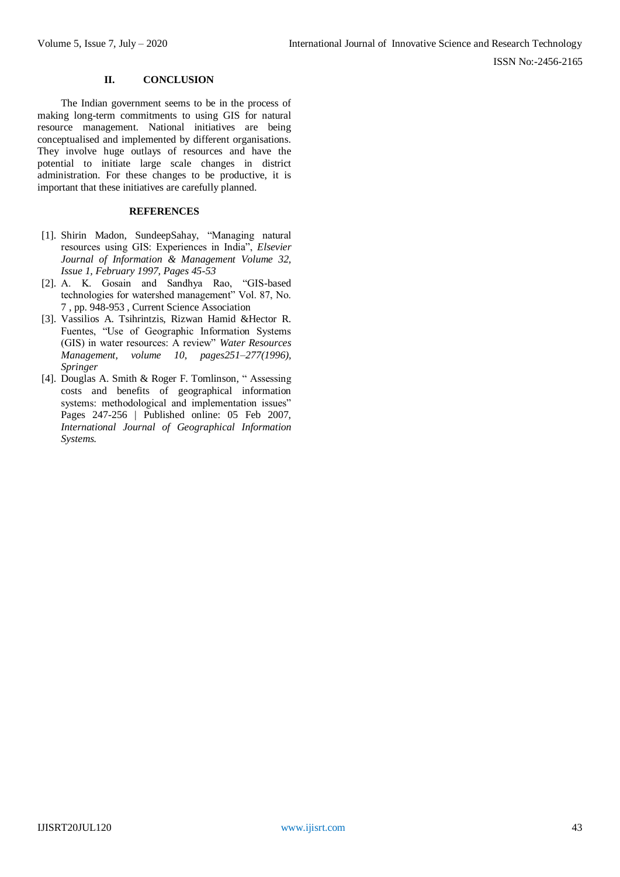## II. CONCLUSION

The Indian government seems to be in the process of making long-term commitments to using GIS for natural resource management. National initiatives are being conceptualised and implemented by different organisations. They involve huge outlays of resources and have the potential to initiate large scale changes in district administration. For these changes to be productive, it is important that these initiatives are carefully planned.

## REFERENCES

[1]. Shirin Madon, SundeepSahay, "Managing natural resources using GIS: Experiences in India", *Elsevier Journal of Information & Management Volume 32, Issue 1, February 1997, Pages 45-53*

[2]. A. K. Gosain and Sandhya Rao, "GIS-based technologies for watershed management" Vol. 87, No. 7 , pp. 948-953 , Current Science Association

[3]. Vassilios A. Tsihrintzis, Rizwan Hamid &Hector R. Fuentes, "Use of Geographic Information Systems (GIS) in water resources: A review" *Water Resources Management, volume 10, pages251–277(1996), Springer*

[4]. Douglas A. Smith & Roger F. Tomlinson, " Assessing costs and benefits of geographical information systems: methodological and implementation issues" Pages 247-256 | Published online: 05 Feb 2007, *International Journal of Geographical Information Systems.*